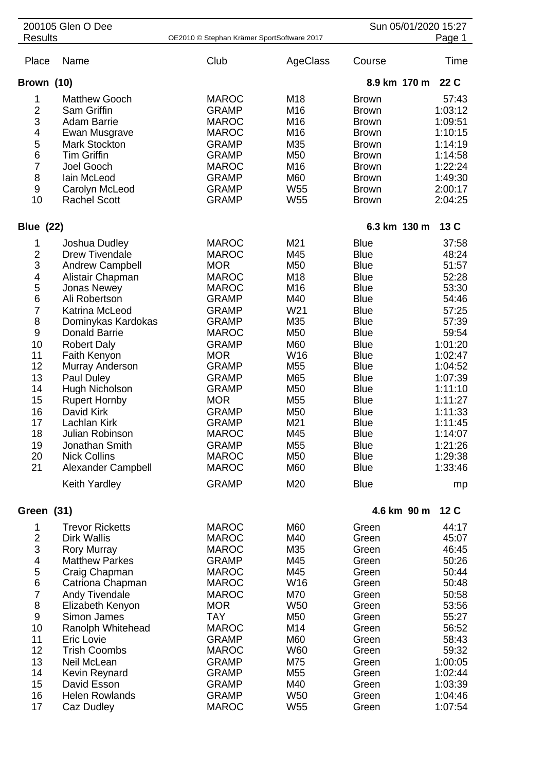200105 Glen O Dee
Results

OE2010 © Stephan Krämer SportSoftware 2017

Sun 05/01/2020 15:27

| Place | Name | Club | AgeClass | Course | Time |
|---|---|---|---|---|---|
| **Brown (10)** | | | | **8.9 km 170 m** | **22 C** |
| 1 | Matthew Gooch | MAROC | M18 | Brown | 57:43 |
| 2 | Sam Griffin | GRAMP | M16 | Brown | 1:03:12 |
| 3 | Adam Barrie | MAROC | M16 | Brown | 1:09:51 |
| 4 | Ewan Musgrave | MAROC | M16 | Brown | 1:10:15 |
| 5 | Mark Stockton | GRAMP | M35 | Brown | 1:14:19 |
| 6 | Tim Griffin | GRAMP | M50 | Brown | 1:14:58 |
| 7 | Joel Gooch | MAROC | M16 | Brown | 1:22:24 |
| 8 | Iain McLeod | GRAMP | M60 | Brown | 1:49:30 |
| 9 | Carolyn McLeod | GRAMP | W55 | Brown | 2:00:17 |
| 10 | Rachel Scott | GRAMP | W55 | Brown | 2:04:25 |
| **Blue (22)** | | | | **6.3 km 130 m** | **13 C** |
| 1 | Joshua Dudley | MAROC | M21 | Blue | 37:58 |
| 2 | Drew Tivendale | MAROC | M45 | Blue | 48:24 |
| 3 | Andrew Campbell | MOR | M50 | Blue | 51:57 |
| 4 | Alistair Chapman | MAROC | M18 | Blue | 52:28 |
| 5 | Jonas Newey | MAROC | M16 | Blue | 53:30 |
| 6 | Ali Robertson | GRAMP | M40 | Blue | 54:46 |
| 7 | Katrina McLeod | GRAMP | W21 | Blue | 57:25 |
| 8 | Dominykas Kardokas | GRAMP | M35 | Blue | 57:39 |
| 9 | Donald Barrie | MAROC | M50 | Blue | 59:54 |
| 10 | Robert Daly | GRAMP | M60 | Blue | 1:01:20 |
| 11 | Faith Kenyon | MOR | W16 | Blue | 1:02:47 |
| 12 | Murray Anderson | GRAMP | M55 | Blue | 1:04:52 |
| 13 | Paul Duley | GRAMP | M65 | Blue | 1:07:39 |
| 14 | Hugh Nicholson | GRAMP | M50 | Blue | 1:11:10 |
| 15 | Rupert Hornby | MOR | M55 | Blue | 1:11:27 |
| 16 | David Kirk | GRAMP | M50 | Blue | 1:11:33 |
| 17 | Lachlan Kirk | GRAMP | M21 | Blue | 1:11:45 |
| 18 | Julian Robinson | MAROC | M45 | Blue | 1:14:07 |
| 19 | Jonathan Smith | GRAMP | M55 | Blue | 1:21:26 |
| 20 | Nick Collins | MAROC | M50 | Blue | 1:29:38 |
| 21 | Alexander Campbell | MAROC | M60 | Blue | 1:33:46 |
| | Keith Yardley | GRAMP | M20 | Blue | mp |
| **Green (31)** | | | | **4.6 km 90 m** | **12 C** |
| 1 | Trevor Ricketts | MAROC | M60 | Green | 44:17 |
| 2 | Dirk Wallis | MAROC | M40 | Green | 45:07 |
| 3 | Rory Murray | MAROC | M35 | Green | 46:45 |
| 4 | Matthew Parkes | GRAMP | M45 | Green | 50:26 |
| 5 | Craig Chapman | MAROC | M45 | Green | 50:44 |
| 6 | Catriona Chapman | MAROC | W16 | Green | 50:48 |
| 7 | Andy Tivendale | MAROC | M70 | Green | 50:58 |
| 8 | Elizabeth Kenyon | MOR | W50 | Green | 53:56 |
| 9 | Simon James | TAY | M50 | Green | 55:27 |
| 10 | Ranolph Whitehead | MAROC | M14 | Green | 56:52 |
| 11 | Eric Lovie | GRAMP | M60 | Green | 58:43 |
| 12 | Trish Coombs | MAROC | W60 | Green | 59:32 |
| 13 | Neil McLean | GRAMP | M75 | Green | 1:00:05 |
| 14 | Kevin Reynard | GRAMP | M55 | Green | 1:02:44 |
| 15 | David Esson | GRAMP | M40 | Green | 1:03:39 |
| 16 | Helen Rowlands | GRAMP | W50 | Green | 1:04:46 |
| 17 | Caz Dudley | MAROC | W55 | Green | 1:07:54 |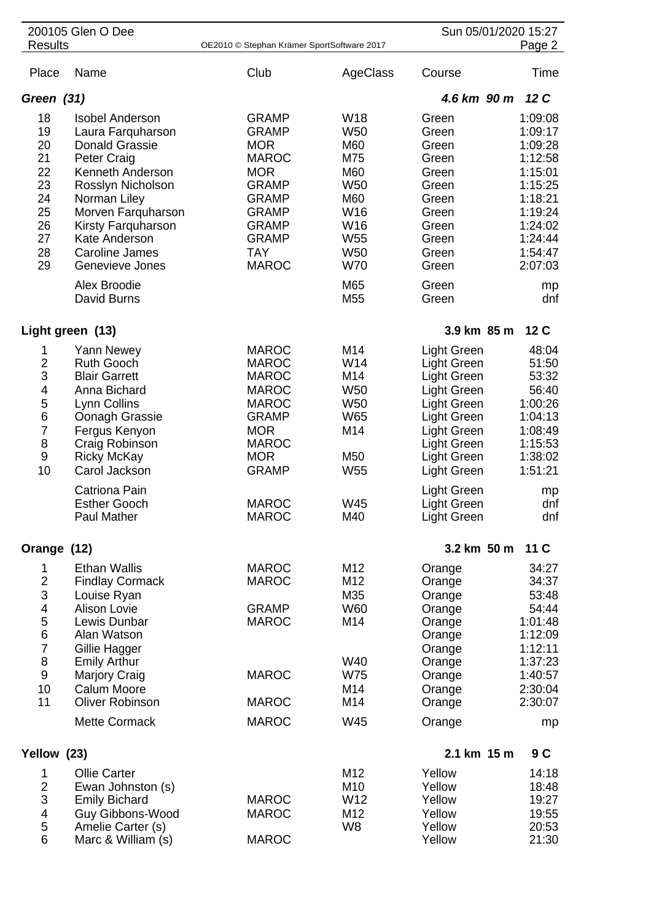| Place | Name | Club | AgeClass | Course | Time |
|---|---|---|---|---|---|
| ***Green (31)*** | | | | ***4.6 km 90 m*** | ***12 C*** |
| 18 | Isobel Anderson | GRAMP | W18 | Green | 1:09:08 |
| 19 | Laura Farquharson | GRAMP | W50 | Green | 1:09:17 |
| 20 | Donald Grassie | MOR | M60 | Green | 1:09:28 |
| 21 | Peter Craig | MAROC | M75 | Green | 1:12:58 |
| 22 | Kenneth Anderson | MOR | M60 | Green | 1:15:01 |
| 23 | Rosslyn Nicholson | GRAMP | W50 | Green | 1:15:25 |
| 24 | Norman Liley | GRAMP | M60 | Green | 1:18:21 |
| 25 | Morven Farquharson | GRAMP | W16 | Green | 1:19:24 |
| 26 | Kirsty Farquharson | GRAMP | W16 | Green | 1:24:02 |
| 27 | Kate Anderson | GRAMP | W55 | Green | 1:24:44 |
| 28 | Caroline James | TAY | W50 | Green | 1:54:47 |
| 29 | Genevieve Jones | MAROC | W70 | Green | 2:07:03 |
| | Alex Broodie | | M65 | Green | mp |
| | David Burns | | M55 | Green | dnf |
| **Light green (13)** | | | | **3.9 km 85 m** | **12 C** |
| 1 | Yann Newey | MAROC | M14 | Light Green | 48:04 |
| 2 | Ruth Gooch | MAROC | W14 | Light Green | 51:50 |
| 3 | Blair Garrett | MAROC | M14 | Light Green | 53:32 |
| 4 | Anna Bichard | MAROC | W50 | Light Green | 56:40 |
| 5 | Lynn Collins | MAROC | W50 | Light Green | 1:00:26 |
| 6 | Oonagh Grassie | GRAMP | W65 | Light Green | 1:04:13 |
| 7 | Fergus Kenyon | MOR | M14 | Light Green | 1:08:49 |
| 8 | Craig Robinson | MAROC | | Light Green | 1:15:53 |
| 9 | Ricky McKay | MOR | M50 | Light Green | 1:38:02 |
| 10 | Carol Jackson | GRAMP | W55 | Light Green | 1:51:21 |
| | Catriona Pain | | | Light Green | mp |
| | Esther Gooch | MAROC | W45 | Light Green | dnf |
| | Paul Mather | MAROC | M40 | Light Green | dnf |
| **Orange (12)** | | | | **3.2 km 50 m** | **11 C** |
| 1 | Ethan Wallis | MAROC | M12 | Orange | 34:27 |
| 2 | Findlay Cormack | MAROC | M12 | Orange | 34:37 |
| 3 | Louise Ryan | | M35 | Orange | 53:48 |
| 4 | Alison Lovie | GRAMP | W60 | Orange | 54:44 |
| 5 | Lewis Dunbar | MAROC | M14 | Orange | 1:01:48 |
| 6 | Alan Watson | | | Orange | 1:12:09 |
| 7 | Gillie Hagger | | | Orange | 1:12:11 |
| 8 | Emily Arthur | | W40 | Orange | 1:37:23 |
| 9 | Marjory Craig | MAROC | W75 | Orange | 1:40:57 |
| 10 | Calum Moore | | M14 | Orange | 2:30:04 |
| 11 | Oliver Robinson | MAROC | M14 | Orange | 2:30:07 |
| | Mette Cormack | MAROC | W45 | Orange | mp |
| **Yellow (23)** | | | | **2.1 km 15 m** | **9 C** |
| 1 | Ollie Carter | | M12 | Yellow | 14:18 |
| 2 | Ewan Johnston (s) | | M10 | Yellow | 18:48 |
| 3 | Emily Bichard | MAROC | W12 | Yellow | 19:27 |
| 4 | Guy Gibbons-Wood | MAROC | M12 | Yellow | 19:55 |
| 5 | Amelie Carter (s) | | W8 | Yellow | 20:53 |
| 6 | Marc & William (s) | MAROC | | Yellow | 21:30 |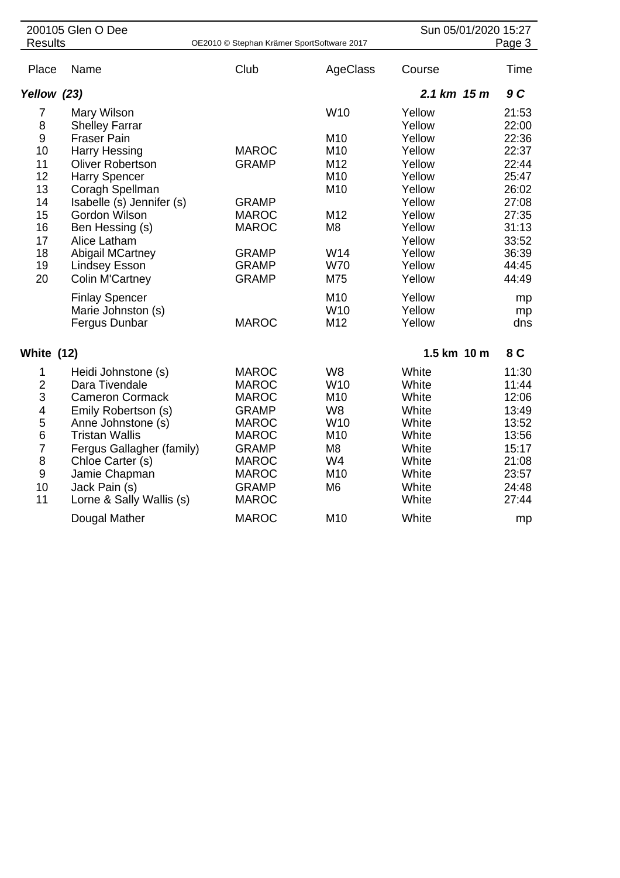| Place | Name | Club | AgeClass | Course | Time |
|---|---|---|---|---|---|
| ***Yellow (23)*** | | | | ***2.1 km 15 m*** | ***9 C*** |
| 7 | Mary Wilson | | W10 | Yellow | 21:53 |
| 8 | Shelley Farrar | | | Yellow | 22:00 |
| 9 | Fraser Pain | | M10 | Yellow | 22:36 |
| 10 | Harry Hessing | MAROC | M10 | Yellow | 22:37 |
| 11 | Oliver Robertson | GRAMP | M12 | Yellow | 22:44 |
| 12 | Harry Spencer | | M10 | Yellow | 25:47 |
| 13 | Coragh Spellman | | M10 | Yellow | 26:02 |
| 14 | Isabelle (s) Jennifer (s) | GRAMP | | Yellow | 27:08 |
| 15 | Gordon Wilson | MAROC | M12 | Yellow | 27:35 |
| 16 | Ben Hessing (s) | MAROC | M8 | Yellow | 31:13 |
| 17 | Alice Latham | | | Yellow | 33:52 |
| 18 | Abigail MCartney | GRAMP | W14 | Yellow | 36:39 |
| 19 | Lindsey Esson | GRAMP | W70 | Yellow | 44:45 |
| 20 | Colin M'Cartney | GRAMP | M75 | Yellow | 44:49 |
| | Finlay Spencer | | M10 | Yellow | mp |
| | Marie Johnston (s) | | W10 | Yellow | mp |
| | Fergus Dunbar | MAROC | M12 | Yellow | dns |
| **White (12)** | | | | **1.5 km 10 m** | **8 C** |
| 1 | Heidi Johnstone (s) | MAROC | W8 | White | 11:30 |
| 2 | Dara Tivendale | MAROC | W10 | White | 11:44 |
| 3 | Cameron Cormack | MAROC | M10 | White | 12:06 |
| 4 | Emily Robertson (s) | GRAMP | W8 | White | 13:49 |
| 5 | Anne Johnstone (s) | MAROC | W10 | White | 13:52 |
| 6 | Tristan Wallis | MAROC | M10 | White | 13:56 |
| 7 | Fergus Gallagher (family) | GRAMP | M8 | White | 15:17 |
| 8 | Chloe Carter (s) | MAROC | W4 | White | 21:08 |
| 9 | Jamie Chapman | MAROC | M10 | White | 23:57 |
| 10 | Jack Pain (s) | GRAMP | M6 | White | 24:48 |
| 11 | Lorne & Sally Wallis (s) | MAROC | | White | 27:44 |
| | Dougal Mather | MAROC | M10 | White | mp |